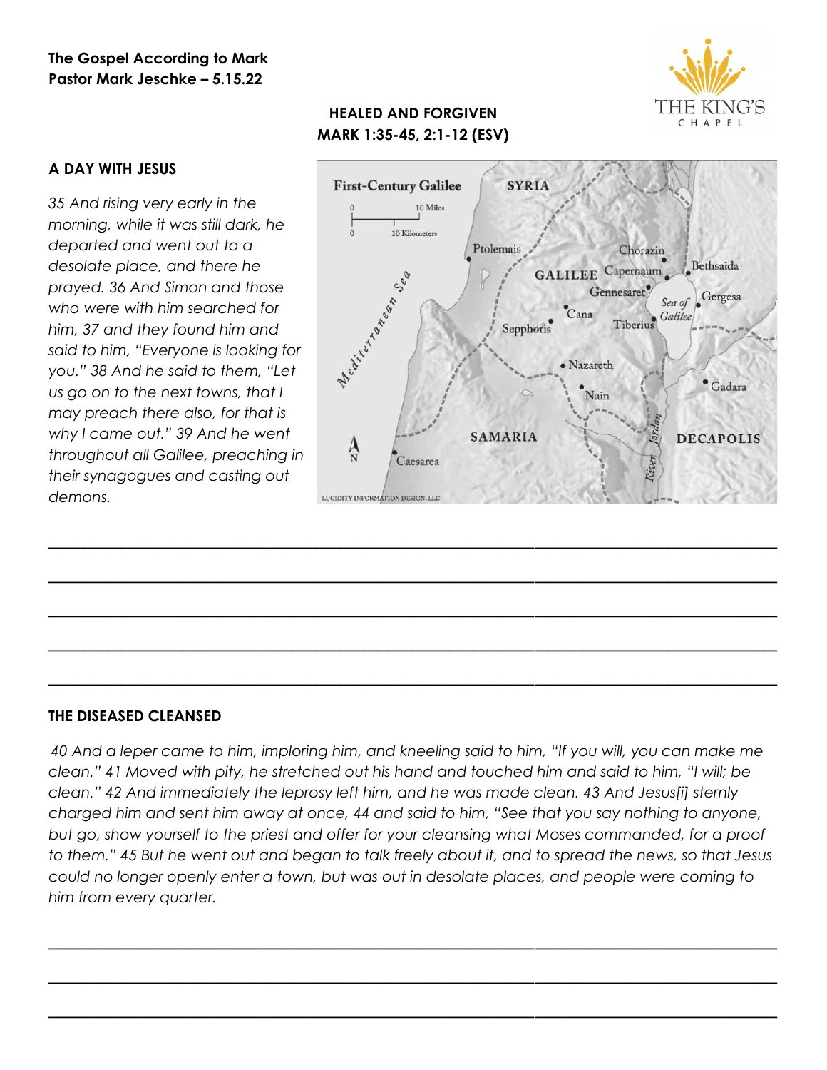**The Gospel According to Mark**
**Pastor Mark Jeschke – 5.15.22**

## HEALED AND FORGIVEN
## MARK 1:35-45, 2:1-12 (ESV)

### A DAY WITH JESUS

*35 And rising very early in the morning, while it was still dark, he departed and went out to a desolate place, and there he prayed. 36 And Simon and those who were with him searched for him, 37 and they found him and said to him, "Everyone is looking for you." 38 And he said to them, "Let us go on to the next towns, that I may preach there also, for that is why I came out." 39 And he went throughout all Galilee, preaching in their synagogues and casting out demons.*

\_\_\_\_\_\_\_\_\_\_\_\_\_\_\_\_\_\_\_\_\_\_\_\_\_\_\_\_\_\_\_\_\_\_\_\_\_\_\_\_\_\_\_\_\_\_\_\_\_\_\_\_\_\_\_\_\_\_\_\_\_\_\_\_\_\_\_\_\_\_\_\_\_\_\_\_\_\_

\_\_\_\_\_\_\_\_\_\_\_\_\_\_\_\_\_\_\_\_\_\_\_\_\_\_\_\_\_\_\_\_\_\_\_\_\_\_\_\_\_\_\_\_\_\_\_\_\_\_\_\_\_\_\_\_\_\_\_\_\_\_\_\_\_\_\_\_\_\_\_\_\_\_\_\_\_\_

\_\_\_\_\_\_\_\_\_\_\_\_\_\_\_\_\_\_\_\_\_\_\_\_\_\_\_\_\_\_\_\_\_\_\_\_\_\_\_\_\_\_\_\_\_\_\_\_\_\_\_\_\_\_\_\_\_\_\_\_\_\_\_\_\_\_\_\_\_\_\_\_\_\_\_\_\_\_

\_\_\_\_\_\_\_\_\_\_\_\_\_\_\_\_\_\_\_\_\_\_\_\_\_\_\_\_\_\_\_\_\_\_\_\_\_\_\_\_\_\_\_\_\_\_\_\_\_\_\_\_\_\_\_\_\_\_\_\_\_\_\_\_\_\_\_\_\_\_\_\_\_\_\_\_\_\_

\_\_\_\_\_\_\_\_\_\_\_\_\_\_\_\_\_\_\_\_\_\_\_\_\_\_\_\_\_\_\_\_\_\_\_\_\_\_\_\_\_\_\_\_\_\_\_\_\_\_\_\_\_\_\_\_\_\_\_\_\_\_\_\_\_\_\_\_\_\_\_\_\_\_\_\_\_\_

### THE DISEASED CLEANSED

*40 And a leper came to him, imploring him, and kneeling said to him, "If you will, you can make me clean." 41 Moved with pity, he stretched out his hand and touched him and said to him, "I will; be clean." 42 And immediately the leprosy left him, and he was made clean. 43 And Jesus[i] sternly charged him and sent him away at once, 44 and said to him, "See that you say nothing to anyone, but go, show yourself to the priest and offer for your cleansing what Moses commanded, for a proof to them." 45 But he went out and began to talk freely about it, and to spread the news, so that Jesus could no longer openly enter a town, but was out in desolate places, and people were coming to him from every quarter.*

\_\_\_\_\_\_\_\_\_\_\_\_\_\_\_\_\_\_\_\_\_\_\_\_\_\_\_\_\_\_\_\_\_\_\_\_\_\_\_\_\_\_\_\_\_\_\_\_\_\_\_\_\_\_\_\_\_\_\_\_\_\_\_\_\_\_\_\_\_\_\_\_\_\_\_\_\_\_

\_\_\_\_\_\_\_\_\_\_\_\_\_\_\_\_\_\_\_\_\_\_\_\_\_\_\_\_\_\_\_\_\_\_\_\_\_\_\_\_\_\_\_\_\_\_\_\_\_\_\_\_\_\_\_\_\_\_\_\_\_\_\_\_\_\_\_\_\_\_\_\_\_\_\_\_\_\_

\_\_\_\_\_\_\_\_\_\_\_\_\_\_\_\_\_\_\_\_\_\_\_\_\_\_\_\_\_\_\_\_\_\_\_\_\_\_\_\_\_\_\_\_\_\_\_\_\_\_\_\_\_\_\_\_\_\_\_\_\_\_\_\_\_\_\_\_\_\_\_\_\_\_\_\_\_\_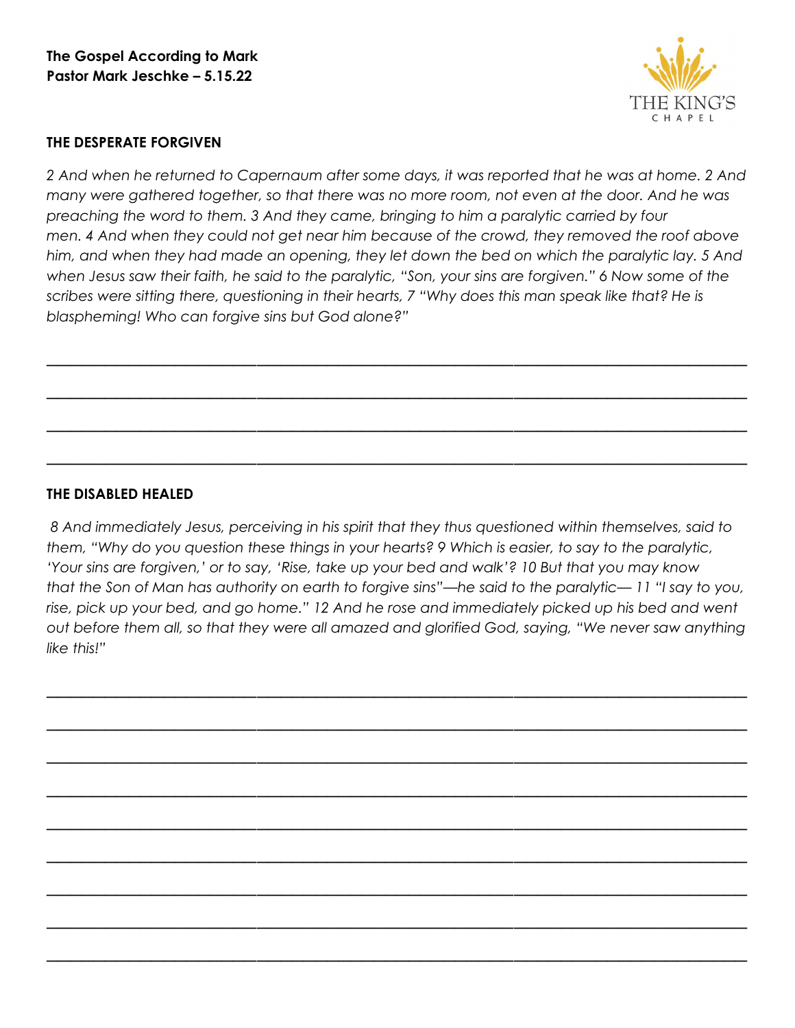**The Gospel According to Mark**
**Pastor Mark Jeschke – 5.15.22**

THE KING'S CHAPEL

**THE DESPERATE FORGIVEN**

*2 And when he returned to Capernaum after some days, it was reported that he was at home. 2 And many were gathered together, so that there was no more room, not even at the door. And he was preaching the word to them. 3 And they came, bringing to him a paralytic carried by four men. 4 And when they could not get near him because of the crowd, they removed the roof above him, and when they had made an opening, they let down the bed on which the paralytic lay. 5 And when Jesus saw their faith, he said to the paralytic, "Son, your sins are forgiven." 6 Now some of the scribes were sitting there, questioning in their hearts, 7 "Why does this man speak like that? He is blaspheming! Who can forgive sins but God alone?"*

______________________________________________________________________________

______________________________________________________________________________

______________________________________________________________________________

______________________________________________________________________________

**THE DISABLED HEALED**

*8 And immediately Jesus, perceiving in his spirit that they thus questioned within themselves, said to them, "Why do you question these things in your hearts? 9 Which is easier, to say to the paralytic, 'Your sins are forgiven,' or to say, 'Rise, take up your bed and walk'? 10 But that you may know that the Son of Man has authority on earth to forgive sins"—he said to the paralytic— 11 "I say to you, rise, pick up your bed, and go home." 12 And he rose and immediately picked up his bed and went out before them all, so that they were all amazed and glorified God, saying, "We never saw anything like this!"*

______________________________________________________________________________

______________________________________________________________________________

______________________________________________________________________________

______________________________________________________________________________

______________________________________________________________________________

______________________________________________________________________________

______________________________________________________________________________

______________________________________________________________________________

______________________________________________________________________________